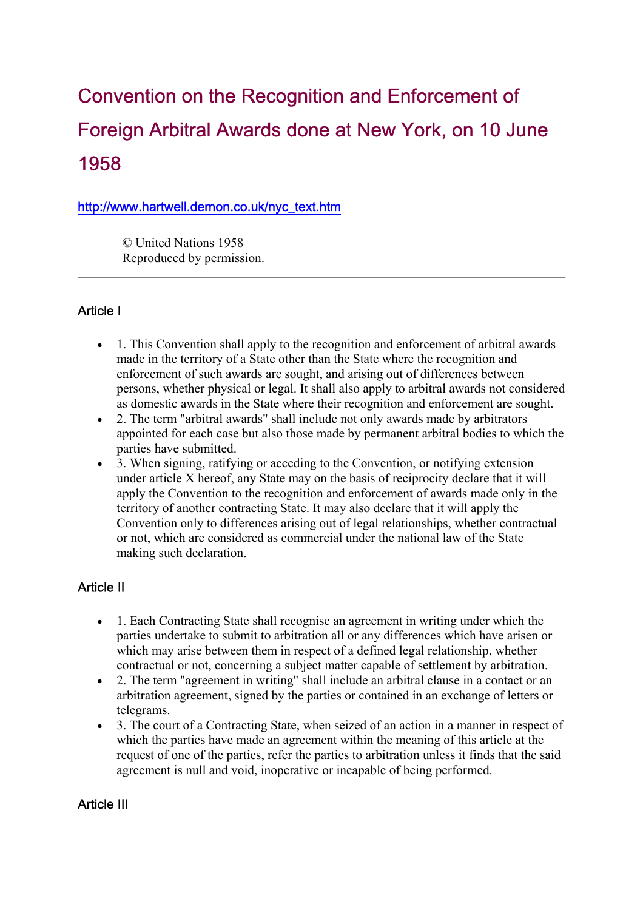# Convention on the Recognition and Enforcement of Foreign Arbitral Awards done at New York, on 10 June 1958

http://www.hartwell.demon.co.uk/nyc_text.htm

© United Nations 1958
Reproduced by permission.

---

### Article I

- 1. This Convention shall apply to the recognition and enforcement of arbitral awards made in the territory of a State other than the State where the recognition and enforcement of such awards are sought, and arising out of differences between persons, whether physical or legal. It shall also apply to arbitral awards not considered as domestic awards in the State where their recognition and enforcement are sought.
- 2. The term "arbitral awards" shall include not only awards made by arbitrators appointed for each case but also those made by permanent arbitral bodies to which the parties have submitted.
- 3. When signing, ratifying or acceding to the Convention, or notifying extension under article X hereof, any State may on the basis of reciprocity declare that it will apply the Convention to the recognition and enforcement of awards made only in the territory of another contracting State. It may also declare that it will apply the Convention only to differences arising out of legal relationships, whether contractual or not, which are considered as commercial under the national law of the State making such declaration.

### Article II

- 1. Each Contracting State shall recognise an agreement in writing under which the parties undertake to submit to arbitration all or any differences which have arisen or which may arise between them in respect of a defined legal relationship, whether contractual or not, concerning a subject matter capable of settlement by arbitration.
- 2. The term "agreement in writing" shall include an arbitral clause in a contact or an arbitration agreement, signed by the parties or contained in an exchange of letters or telegrams.
- 3. The court of a Contracting State, when seized of an action in a manner in respect of which the parties have made an agreement within the meaning of this article at the request of one of the parties, refer the parties to arbitration unless it finds that the said agreement is null and void, inoperative or incapable of being performed.

### Article III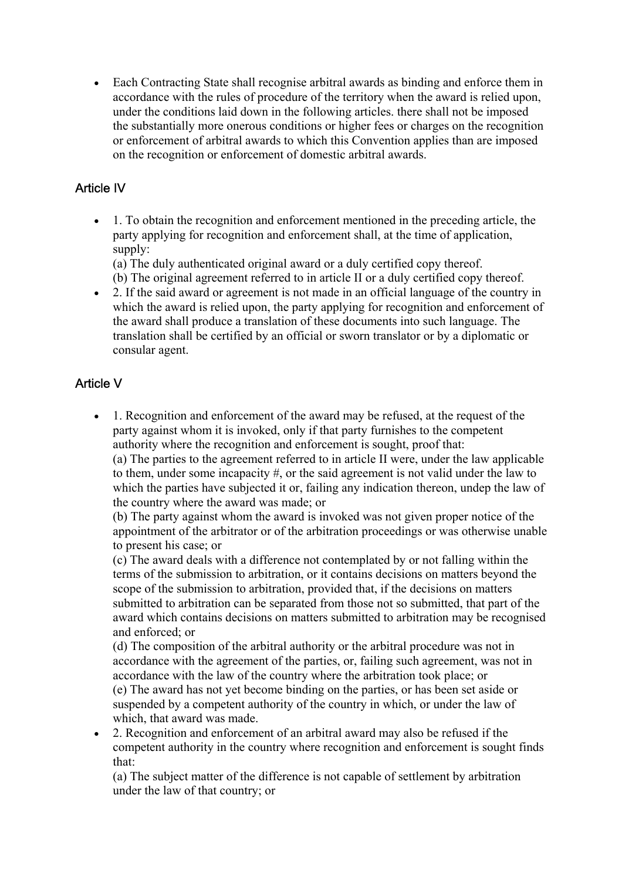- Each Contracting State shall recognise arbitral awards as binding and enforce them in accordance with the rules of procedure of the territory when the award is relied upon, under the conditions laid down in the following articles. there shall not be imposed the substantially more onerous conditions or higher fees or charges on the recognition or enforcement of arbitral awards to which this Convention applies than are imposed on the recognition or enforcement of domestic arbitral awards.

## Article IV

- 1. To obtain the recognition and enforcement mentioned in the preceding article, the party applying for recognition and enforcement shall, at the time of application, supply:
  (a) The duly authenticated original award or a duly certified copy thereof.
  (b) The original agreement referred to in article II or a duly certified copy thereof.
- 2. If the said award or agreement is not made in an official language of the country in which the award is relied upon, the party applying for recognition and enforcement of the award shall produce a translation of these documents into such language. The translation shall be certified by an official or sworn translator or by a diplomatic or consular agent.

## Article V

- 1. Recognition and enforcement of the award may be refused, at the request of the party against whom it is invoked, only if that party furnishes to the competent authority where the recognition and enforcement is sought, proof that:
  (a) The parties to the agreement referred to in article II were, under the law applicable to them, under some incapacity #, or the said agreement is not valid under the law to which the parties have subjected it or, failing any indication thereon, undep the law of the country where the award was made; or
  (b) The party against whom the award is invoked was not given proper notice of the appointment of the arbitrator or of the arbitration proceedings or was otherwise unable to present his case; or
  (c) The award deals with a difference not contemplated by or not falling within the terms of the submission to arbitration, or it contains decisions on matters beyond the scope of the submission to arbitration, provided that, if the decisions on matters submitted to arbitration can be separated from those not so submitted, that part of the award which contains decisions on matters submitted to arbitration may be recognised and enforced; or
  (d) The composition of the arbitral authority or the arbitral procedure was not in accordance with the agreement of the parties, or, failing such agreement, was not in accordance with the law of the country where the arbitration took place; or
  (e) The award has not yet become binding on the parties, or has been set aside or suspended by a competent authority of the country in which, or under the law of which, that award was made.
- 2. Recognition and enforcement of an arbitral award may also be refused if the competent authority in the country where recognition and enforcement is sought finds that:
  (a) The subject matter of the difference is not capable of settlement by arbitration under the law of that country; or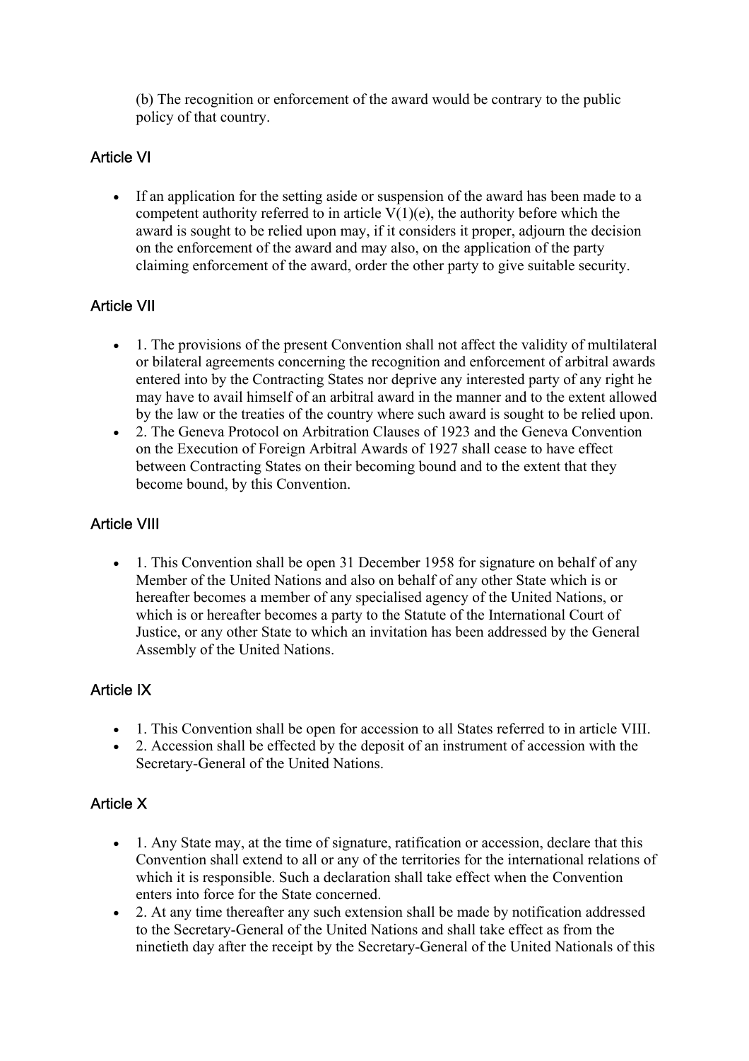(b) The recognition or enforcement of the award would be contrary to the public policy of that country.

## Article VI

- If an application for the setting aside or suspension of the award has been made to a competent authority referred to in article V(1)(e), the authority before which the award is sought to be relied upon may, if it considers it proper, adjourn the decision on the enforcement of the award and may also, on the application of the party claiming enforcement of the award, order the other party to give suitable security.

## Article VII

- 1. The provisions of the present Convention shall not affect the validity of multilateral or bilateral agreements concerning the recognition and enforcement of arbitral awards entered into by the Contracting States nor deprive any interested party of any right he may have to avail himself of an arbitral award in the manner and to the extent allowed by the law or the treaties of the country where such award is sought to be relied upon.
- 2. The Geneva Protocol on Arbitration Clauses of 1923 and the Geneva Convention on the Execution of Foreign Arbitral Awards of 1927 shall cease to have effect between Contracting States on their becoming bound and to the extent that they become bound, by this Convention.

## Article VIII

- 1. This Convention shall be open 31 December 1958 for signature on behalf of any Member of the United Nations and also on behalf of any other State which is or hereafter becomes a member of any specialised agency of the United Nations, or which is or hereafter becomes a party to the Statute of the International Court of Justice, or any other State to which an invitation has been addressed by the General Assembly of the United Nations.

## Article IX

- 1. This Convention shall be open for accession to all States referred to in article VIII.
- 2. Accession shall be effected by the deposit of an instrument of accession with the Secretary-General of the United Nations.

## Article X

- 1. Any State may, at the time of signature, ratification or accession, declare that this Convention shall extend to all or any of the territories for the international relations of which it is responsible. Such a declaration shall take effect when the Convention enters into force for the State concerned.
- 2. At any time thereafter any such extension shall be made by notification addressed to the Secretary-General of the United Nations and shall take effect as from the ninetieth day after the receipt by the Secretary-General of the United Nationals of this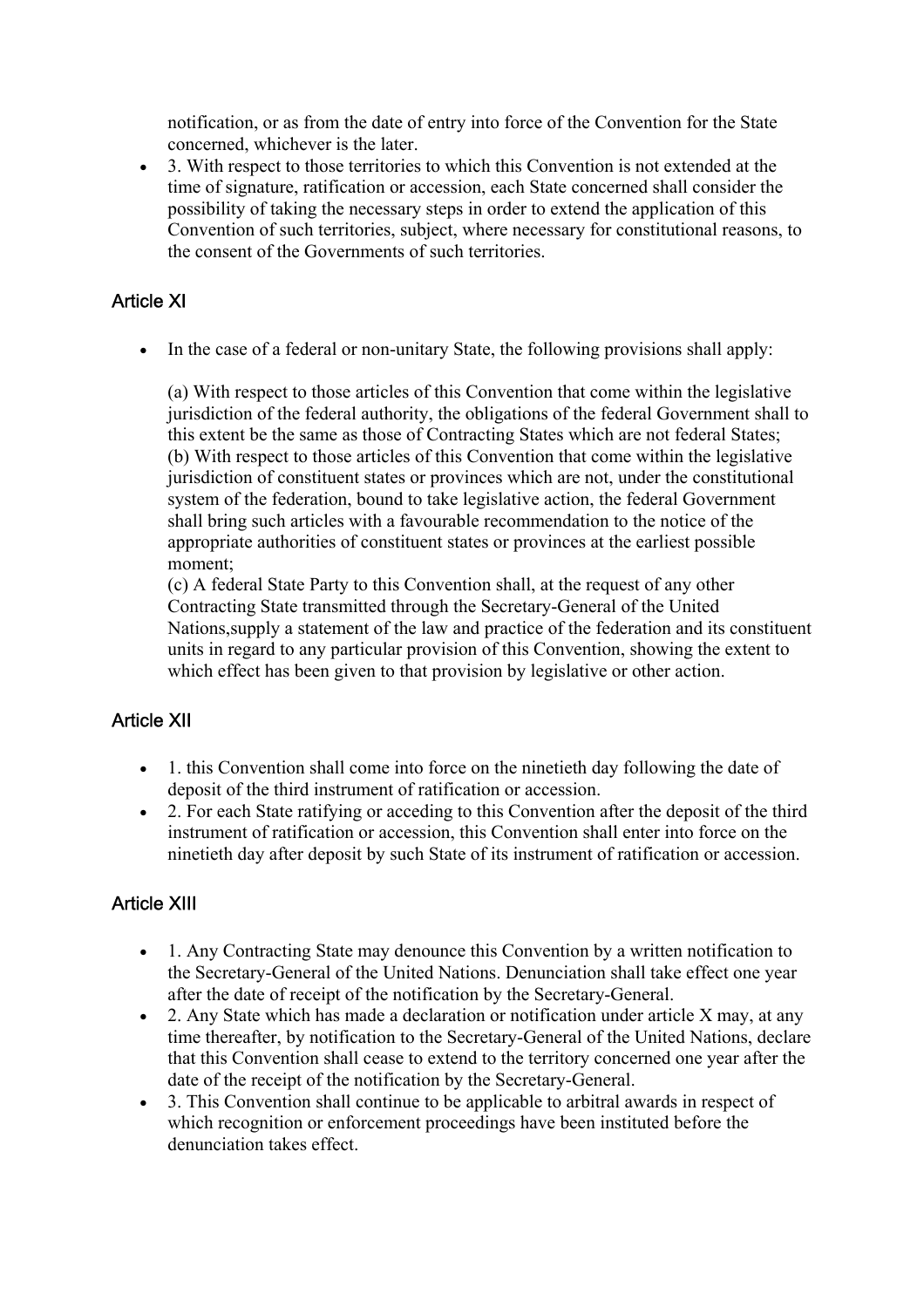notification, or as from the date of entry into force of the Convention for the State concerned, whichever is the later.

- 3. With respect to those territories to which this Convention is not extended at the time of signature, ratification or accession, each State concerned shall consider the possibility of taking the necessary steps in order to extend the application of this Convention of such territories, subject, where necessary for constitutional reasons, to the consent of the Governments of such territories.

## Article XI

- In the case of a federal or non-unitary State, the following provisions shall apply:

  (a) With respect to those articles of this Convention that come within the legislative jurisdiction of the federal authority, the obligations of the federal Government shall to this extent be the same as those of Contracting States which are not federal States;
  (b) With respect to those articles of this Convention that come within the legislative jurisdiction of constituent states or provinces which are not, under the constitutional system of the federation, bound to take legislative action, the federal Government shall bring such articles with a favourable recommendation to the notice of the appropriate authorities of constituent states or provinces at the earliest possible moment;
  (c) A federal State Party to this Convention shall, at the request of any other Contracting State transmitted through the Secretary-General of the United Nations,supply a statement of the law and practice of the federation and its constituent units in regard to any particular provision of this Convention, showing the extent to which effect has been given to that provision by legislative or other action.

## Article XII

- 1. this Convention shall come into force on the ninetieth day following the date of deposit of the third instrument of ratification or accession.
- 2. For each State ratifying or acceding to this Convention after the deposit of the third instrument of ratification or accession, this Convention shall enter into force on the ninetieth day after deposit by such State of its instrument of ratification or accession.

## Article XIII

- 1. Any Contracting State may denounce this Convention by a written notification to the Secretary-General of the United Nations. Denunciation shall take effect one year after the date of receipt of the notification by the Secretary-General.
- 2. Any State which has made a declaration or notification under article X may, at any time thereafter, by notification to the Secretary-General of the United Nations, declare that this Convention shall cease to extend to the territory concerned one year after the date of the receipt of the notification by the Secretary-General.
- 3. This Convention shall continue to be applicable to arbitral awards in respect of which recognition or enforcement proceedings have been instituted before the denunciation takes effect.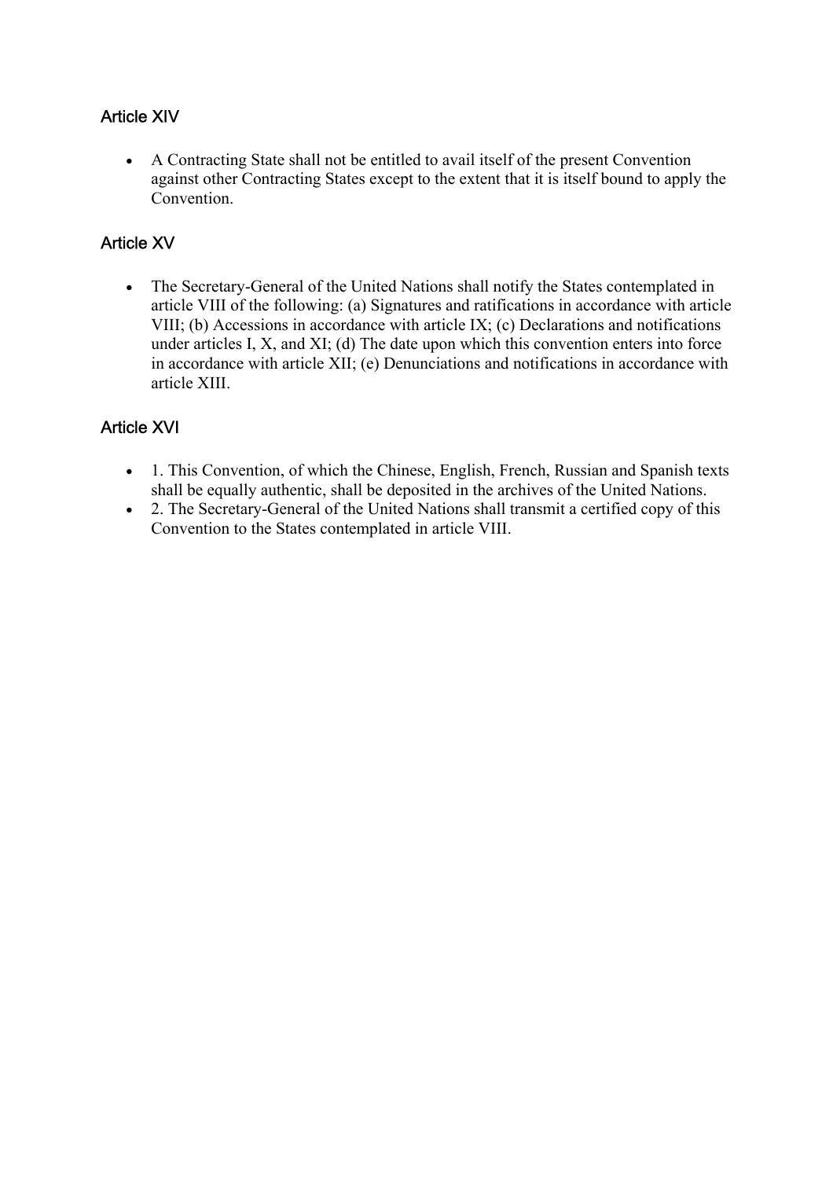### Article XIV

- A Contracting State shall not be entitled to avail itself of the present Convention against other Contracting States except to the extent that it is itself bound to apply the Convention.

### Article XV

- The Secretary-General of the United Nations shall notify the States contemplated in article VIII of the following: (a) Signatures and ratifications in accordance with article VIII; (b) Accessions in accordance with article IX; (c) Declarations and notifications under articles I, X, and XI; (d) The date upon which this convention enters into force in accordance with article XII; (e) Denunciations and notifications in accordance with article XIII.

### Article XVI

- 1. This Convention, of which the Chinese, English, French, Russian and Spanish texts shall be equally authentic, shall be deposited in the archives of the United Nations.
- 2. The Secretary-General of the United Nations shall transmit a certified copy of this Convention to the States contemplated in article VIII.